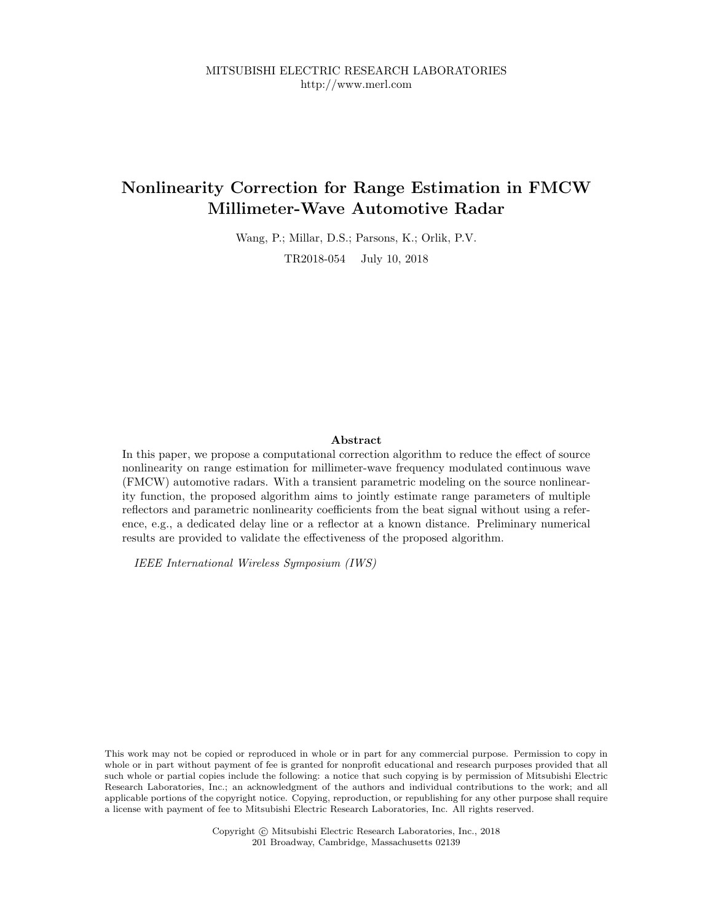MITSUBISHI ELECTRIC RESEARCH LABORATORIES
http://www.merl.com

# Nonlinearity Correction for Range Estimation in FMCW Millimeter-Wave Automotive Radar

Wang, P.; Millar, D.S.; Parsons, K.; Orlik, P.V.

TR2018-054 July 10, 2018

## Abstract

In this paper, we propose a computational correction algorithm to reduce the effect of source nonlinearity on range estimation for millimeter-wave frequency modulated continuous wave (FMCW) automotive radars. With a transient parametric modeling on the source nonlinearity function, the proposed algorithm aims to jointly estimate range parameters of multiple reflectors and parametric nonlinearity coefficients from the beat signal without using a reference, e.g., a dedicated delay line or a reflector at a known distance. Preliminary numerical results are provided to validate the effectiveness of the proposed algorithm.

*IEEE International Wireless Symposium (IWS)*

This work may not be copied or reproduced in whole or in part for any commercial purpose. Permission to copy in whole or in part without payment of fee is granted for nonprofit educational and research purposes provided that all such whole or partial copies include the following: a notice that such copying is by permission of Mitsubishi Electric Research Laboratories, Inc.; an acknowledgment of the authors and individual contributions to the work; and all applicable portions of the copyright notice. Copying, reproduction, or republishing for any other purpose shall require a license with payment of fee to Mitsubishi Electric Research Laboratories, Inc. All rights reserved.

Copyright © Mitsubishi Electric Research Laboratories, Inc., 2018
201 Broadway, Cambridge, Massachusetts 02139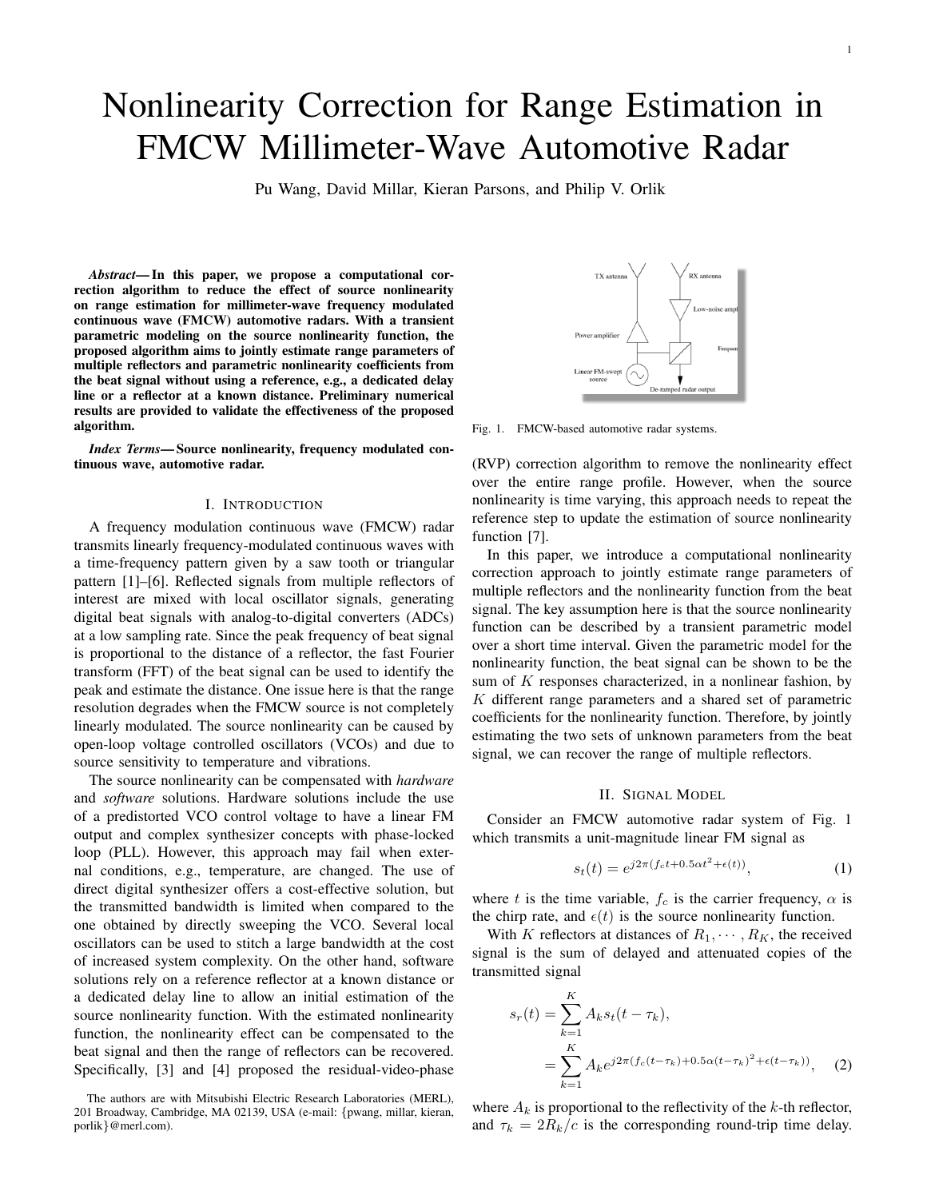# Nonlinearity Correction for Range Estimation in FMCW Millimeter-Wave Automotive Radar

Pu Wang, David Millar, Kieran Parsons, and Philip V. Orlik

***Abstract*— In this paper, we propose a computational correction algorithm to reduce the effect of source nonlinearity on range estimation for millimeter-wave frequency modulated continuous wave (FMCW) automotive radars. With a transient parametric modeling on the source nonlinearity function, the proposed algorithm aims to jointly estimate range parameters of multiple reflectors and parametric nonlinearity coefficients from the beat signal without using a reference, e.g., a dedicated delay line or a reflector at a known distance. Preliminary numerical results are provided to validate the effectiveness of the proposed algorithm.**

***Index Terms*— Source nonlinearity, frequency modulated continuous wave, automotive radar.**

## I. Introduction

A frequency modulation continuous wave (FMCW) radar transmits linearly frequency-modulated continuous waves with a time-frequency pattern given by a saw tooth or triangular pattern [1]–[6]. Reflected signals from multiple reflectors of interest are mixed with local oscillator signals, generating digital beat signals with analog-to-digital converters (ADCs) at a low sampling rate. Since the peak frequency of beat signal is proportional to the distance of a reflector, the fast Fourier transform (FFT) of the beat signal can be used to identify the peak and estimate the distance. One issue here is that the range resolution degrades when the FMCW source is not completely linearly modulated. The source nonlinearity can be caused by open-loop voltage controlled oscillators (VCOs) and due to source sensitivity to temperature and vibrations.

The source nonlinearity can be compensated with *hardware* and *software* solutions. Hardware solutions include the use of a predistorted VCO control voltage to have a linear FM output and complex synthesizer concepts with phase-locked loop (PLL). However, this approach may fail when external conditions, e.g., temperature, are changed. The use of direct digital synthesizer offers a cost-effective solution, but the transmitted bandwidth is limited when compared to the one obtained by directly sweeping the VCO. Several local oscillators can be used to stitch a large bandwidth at the cost of increased system complexity. On the other hand, software solutions rely on a reference reflector at a known distance or a dedicated delay line to allow an initial estimation of the source nonlinearity function. With the estimated nonlinearity function, the nonlinearity effect can be compensated to the beat signal and then the range of reflectors can be recovered. Specifically, [3] and [4] proposed the residual-video-phase (RVP) correction algorithm to remove the nonlinearity effect over the entire range profile. However, when the source nonlinearity is time varying, this approach needs to repeat the reference step to update the estimation of source nonlinearity function [7].

In this paper, we introduce a computational nonlinearity correction approach to jointly estimate range parameters of multiple reflectors and the nonlinearity function from the beat signal. The key assumption here is that the source nonlinearity function can be described by a transient parametric model over a short time interval. Given the parametric model for the nonlinearity function, the beat signal can be shown to be the sum of $K$ responses characterized, in a nonlinear fashion, by $K$ different range parameters and a shared set of parametric coefficients for the nonlinearity function. Therefore, by jointly estimating the two sets of unknown parameters from the beat signal, we can recover the range of multiple reflectors.

The authors are with Mitsubishi Electric Research Laboratories (MERL), 201 Broadway, Cambridge, MA 02139, USA (e-mail: {pwang, millar, kieran, porlik}@merl.com).

TX antenna
RX antenna
Low-noise ampl
Power amplifier
Frequen
Linear FM-swept source
De-ramped radar output

Fig. 1. FMCW-based automotive radar systems.

## II. Signal Model

Consider an FMCW automotive radar system of Fig. 1 which transmits a unit-magnitude linear FM signal as

$$s_t(t) = e^{j2\pi(f_c t + 0.5\alpha t^2 + \epsilon(t))}, \tag{1}$$

where $t$ is the time variable, $f_c$ is the carrier frequency, $\alpha$ is the chirp rate, and $\epsilon(t)$ is the source nonlinearity function.

With $K$ reflectors at distances of $R_1, \cdots, R_K$, the received signal is the sum of delayed and attenuated copies of the transmitted signal

$$\begin{aligned} s_r(t) &= \sum_{k=1}^{K} A_k s_t(t - \tau_k), \\ &= \sum_{k=1}^{K} A_k e^{j2\pi(f_c(t-\tau_k) + 0.5\alpha(t-\tau_k)^2 + \epsilon(t-\tau_k))}, \end{aligned} \tag{2}$$

where $A_k$ is proportional to the reflectivity of the $k$-th reflector, and $\tau_k = 2R_k/c$ is the corresponding round-trip time delay.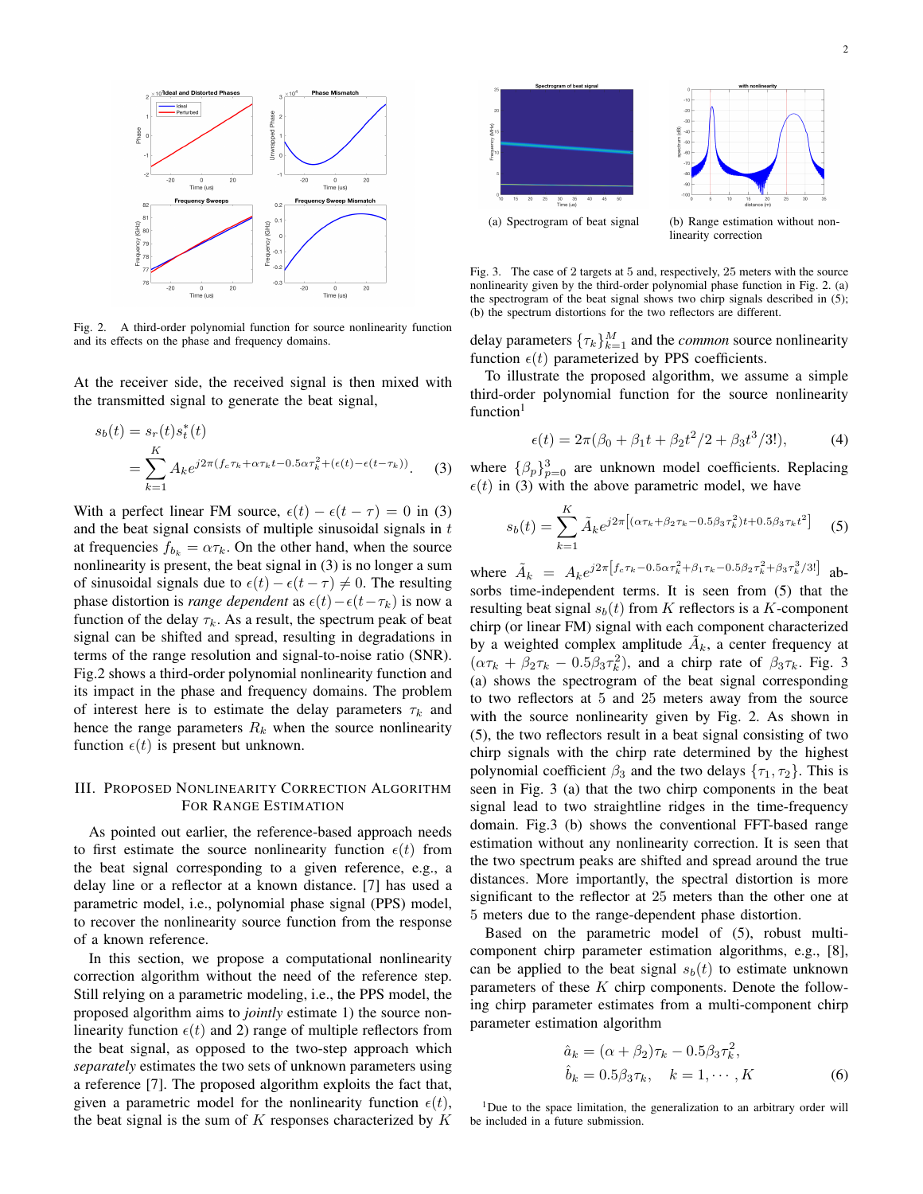Ideal and Distorted Phases

Phase Mismatch

Frequency Sweeps

Frequency Sweep Mismatch

Fig. 2. A third-order polynomial function for source nonlinearity function and its effects on the phase and frequency domains.

At the receiver side, the received signal is then mixed with the transmitted signal to generate the beat signal,

$$
\begin{aligned}
s_b(t) &= s_r(t)s_t^*(t) \\
&= \sum_{k=1}^{K} A_k e^{j2\pi(f_c\tau_k + \alpha\tau_k t - 0.5\alpha\tau_k^2 + (\epsilon(t) - \epsilon(t-\tau_k))}.
\end{aligned} \tag{3}
$$

With a perfect linear FM source, $\epsilon(t) - \epsilon(t-\tau) = 0$ in (3) and the beat signal consists of multiple sinusoidal signals in $t$ at frequencies $f_{b_k} = \alpha\tau_k$. On the other hand, when the source nonlinearity is present, the beat signal in (3) is no longer a sum of sinusoidal signals due to $\epsilon(t) - \epsilon(t-\tau) \neq 0$. The resulting phase distortion is *range dependent* as $\epsilon(t) - \epsilon(t-\tau_k)$ is now a function of the delay $\tau_k$. As a result, the spectrum peak of beat signal can be shifted and spread, resulting in degradations in terms of the range resolution and signal-to-noise ratio (SNR). Fig.2 shows a third-order polynomial nonlinearity function and its impact in the phase and frequency domains. The problem of interest here is to estimate the delay parameters $\tau_k$ and hence the range parameters $R_k$ when the source nonlinearity function $\epsilon(t)$ is present but unknown.

## III. Proposed Nonlinearity Correction Algorithm For Range Estimation

As pointed out earlier, the reference-based approach needs to first estimate the source nonlinearity function $\epsilon(t)$ from the beat signal corresponding to a given reference, e.g., a delay line or a reflector at a known distance. [7] has used a parametric model, i.e., polynomial phase signal (PPS) model, to recover the nonlinearity source function from the response of a known reference.

In this section, we propose a computational nonlinearity correction algorithm without the need of the reference step. Still relying on a parametric modeling, i.e., the PPS model, the proposed algorithm aims to *jointly* estimate 1) the source nonlinearity function $\epsilon(t)$ and 2) range of multiple reflectors from the beat signal, as opposed to the two-step approach which *separately* estimates the two sets of unknown parameters using a reference [7]. The proposed algorithm exploits the fact that, given a parametric model for the nonlinearity function $\epsilon(t)$, the beat signal is the sum of $K$ responses characterized by $K$ delay parameters $\{\tau_k\}_{k=1}^{M}$ and the *common* source nonlinearity function $\epsilon(t)$ parameterized by PPS coefficients.

(a) Spectrogram of beat signal

(b) Range estimation without nonlinearity correction

Fig. 3. The case of 2 targets at 5 and, respectively, 25 meters with the source nonlinearity given by the third-order polynomial phase function in Fig. 2. (a) the spectrogram of the beat signal shows two chirp signals described in (5); (b) the spectrum distortions for the two reflectors are different.

To illustrate the proposed algorithm, we assume a simple third-order polynomial function for the source nonlinearity function[1]

$$
\epsilon(t) = 2\pi(\beta_0 + \beta_1 t + \beta_2 t^2/2 + \beta_3 t^3/3!), \tag{4}
$$

where $\{\beta_p\}_{p=0}^{3}$ are unknown model coefficients. Replacing $\epsilon(t)$ in (3) with the above parametric model, we have

$$
s_b(t) = \sum_{k=1}^{K} \tilde{A}_k e^{j2\pi\left[(\alpha\tau_k + \beta_2\tau_k - 0.5\beta_3\tau_k^2)t + 0.5\beta_3\tau_k t^2\right]} \tag{5}
$$

where $\tilde{A}_k = A_k e^{j2\pi\left[f_c\tau_k - 0.5\alpha\tau_k^2 + \beta_1\tau_k - 0.5\beta_2\tau_k^2 + \beta_3\tau_k^3/3!\right]}$ absorbs time-independent terms. It is seen from (5) that the resulting beat signal $s_b(t)$ from $K$ reflectors is a $K$-component chirp (or linear FM) signal with each component characterized by a weighted complex amplitude $\tilde{A}_k$, a center frequency at $(\alpha\tau_k + \beta_2\tau_k - 0.5\beta_3\tau_k^2)$, and a chirp rate of $\beta_3\tau_k$. Fig. 3 (a) shows the spectrogram of the beat signal corresponding to two reflectors at 5 and 25 meters away from the source with the source nonlinearity given by Fig. 2. As shown in (5), the two reflectors result in a beat signal consisting of two chirp signals with the chirp rate determined by the highest polynomial coefficient $\beta_3$ and the two delays $\{\tau_1, \tau_2\}$. This is seen in Fig. 3 (a) that the two chirp components in the beat signal lead to two straightline ridges in the time-frequency domain. Fig.3 (b) shows the conventional FFT-based range estimation without any nonlinearity correction. It is seen that the two spectrum peaks are shifted and spread around the true distances. More importantly, the spectral distortion is more significant to the reflector at 25 meters than the other one at 5 meters due to the range-dependent phase distortion.

Based on the parametric model of (5), robust multi-component chirp parameter estimation algorithms, e.g., [8], can be applied to the beat signal $s_b(t)$ to estimate unknown parameters of these $K$ chirp components. Denote the following chirp parameter estimates from a multi-component chirp parameter estimation algorithm

$$
\begin{aligned}
\hat{a}_k &= (\alpha + \beta_2)\tau_k - 0.5\beta_3\tau_k^2, \\
\hat{b}_k &= 0.5\beta_3\tau_k, \quad k = 1, \cdots, K
\end{aligned} \tag{6}
$$

[1] Due to the space limitation, the generalization to an arbitrary order will be included in a future submission.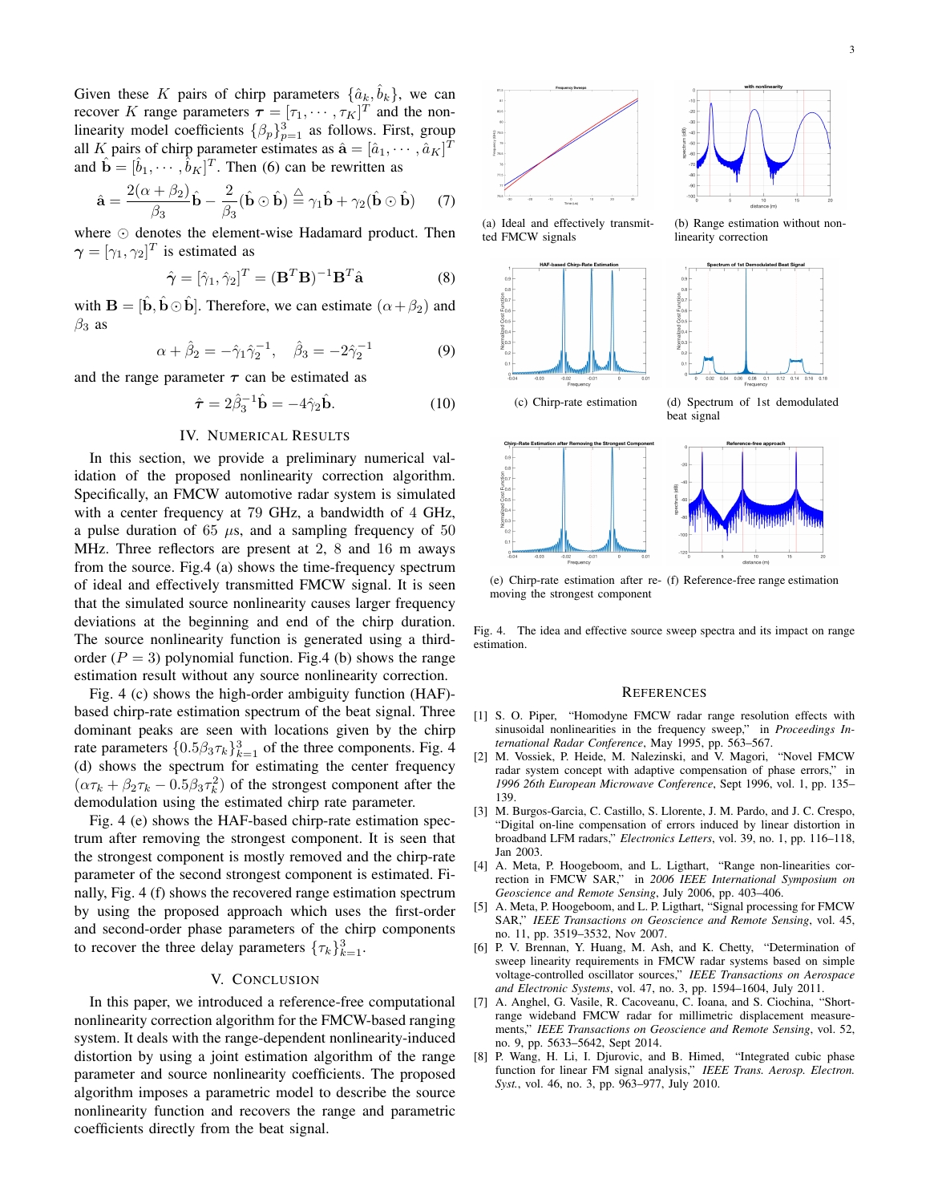Given these $K$ pairs of chirp parameters $\{\hat{a}_k, \hat{b}_k\}$, we can recover $K$ range parameters $\boldsymbol{\tau} = [\tau_1, \cdots, \tau_K]^T$ and the nonlinearity model coefficients $\{\beta_p\}_{p=1}^3$ as follows. First, group all $K$ pairs of chirp parameter estimates as $\hat{\mathbf{a}} = [\hat{a}_1, \cdots, \hat{a}_K]^T$ and $\hat{\mathbf{b}} = [\hat{b}_1, \cdots, \hat{b}_K]^T$. Then (6) can be rewritten as

$$\hat{\mathbf{a}} = \frac{2(\alpha + \beta_2)}{\beta_3}\hat{\mathbf{b}} - \frac{2}{\beta_3}(\hat{\mathbf{b}} \odot \hat{\mathbf{b}}) \triangleq \gamma_1 \hat{\mathbf{b}} + \gamma_2(\hat{\mathbf{b}} \odot \hat{\mathbf{b}}) \quad (7)$$

where $\odot$ denotes the element-wise Hadamard product. Then $\boldsymbol{\gamma} = [\gamma_1, \gamma_2]^T$ is estimated as

$$\hat{\boldsymbol{\gamma}} = [\hat{\gamma}_1, \hat{\gamma}_2]^T = (\mathbf{B}^T\mathbf{B})^{-1}\mathbf{B}^T\hat{\mathbf{a}} \quad (8)$$

with $\mathbf{B} = [\hat{\mathbf{b}}, \hat{\mathbf{b}} \odot \hat{\mathbf{b}}]$. Therefore, we can estimate $(\alpha + \beta_2)$ and $\beta_3$ as

$$\alpha + \hat{\beta}_2 = -\hat{\gamma}_1\hat{\gamma}_2^{-1}, \quad \hat{\beta}_3 = -2\hat{\gamma}_2^{-1} \quad (9)$$

and the range parameter $\boldsymbol{\tau}$ can be estimated as

$$\hat{\boldsymbol{\tau}} = 2\hat{\beta}_3^{-1}\hat{\mathbf{b}} = -4\hat{\gamma}_2\hat{\mathbf{b}}. \quad (10)$$

## IV. Numerical Results

In this section, we provide a preliminary numerical validation of the proposed nonlinearity correction algorithm. Specifically, an FMCW automotive radar system is simulated with a center frequency at 79 GHz, a bandwidth of 4 GHz, a pulse duration of 65 $\mu s$, and a sampling frequency of 50 MHz. Three reflectors are present at 2, 8 and 16 m aways from the source. Fig.4 (a) shows the time-frequency spectrum of ideal and effectively transmitted FMCW signal. It is seen that the simulated source nonlinearity causes larger frequency deviations at the beginning and end of the chirp duration. The source nonlinearity function is generated using a third-order ($P = 3$) polynomial function. Fig.4 (b) shows the range estimation result without any source nonlinearity correction.

Fig. 4 (c) shows the high-order ambiguity function (HAF)-based chirp-rate estimation spectrum of the beat signal. Three dominant peaks are seen with locations given by the chirp rate parameters $\{0.5\beta_3\tau_k\}_{k=1}^3$ of the three components. Fig. 4 (d) shows the spectrum for estimating the center frequency $(\alpha\tau_k + \beta_2\tau_k - 0.5\beta_3\tau_k^2)$ of the strongest component after the demodulation using the estimated chirp rate parameter.

Fig. 4 (e) shows the HAF-based chirp-rate estimation spectrum after removing the strongest component. It is seen that the strongest component is mostly removed and the chirp-rate parameter of the second strongest component is estimated. Finally, Fig. 4 (f) shows the recovered range estimation spectrum by using the proposed approach which uses the first-order and second-order phase parameters of the chirp components to recover the three delay parameters $\{\tau_k\}_{k=1}^3$.

## V. Conclusion

In this paper, we introduced a reference-free computational nonlinearity correction algorithm for the FMCW-based ranging system. It deals with the range-dependent nonlinearity-induced distortion by using a joint estimation algorithm of the range parameter and source nonlinearity coefficients. The proposed algorithm imposes a parametric model to describe the source nonlinearity function and recovers the range and parametric coefficients directly from the beat signal.

Frequency Sweeps
Time (us)
Frequency (GHz)

(a) Ideal and effectively transmitted FMCW signals

with nonlinearity
spectrum (dB)
distance (m)

(b) Range estimation without nonlinearity correction

HAF-based Chirp-Rate Estimation
Normalized Cost Function
Frequency

(c) Chirp-rate estimation

Spectrum of 1st Demodulated Beat Signal
Normalized Cost Function
Frequency

(d) Spectrum of 1st demodulated beat signal

Chirp-Rate Estimation after Removing the Strongest Component
Normalized Cost Function
Frequency

(e) Chirp-rate estimation after removing the strongest component

Reference-free approach
spectrum (dB)
distance (m)

(f) Reference-free range estimation

Fig. 4. The idea and effective source sweep spectra and its impact on range estimation.

## References

[1] S. O. Piper, "Homodyne FMCW radar range resolution effects with sinusoidal nonlinearities in the frequency sweep," in *Proceedings International Radar Conference*, May 1995, pp. 563–567.

[2] M. Vossiek, P. Heide, M. Nalezinski, and V. Magori, "Novel FMCW radar system concept with adaptive compensation of phase errors," in *1996 26th European Microwave Conference*, Sept 1996, vol. 1, pp. 135–139.

[3] M. Burgos-Garcia, C. Castillo, S. Llorente, J. M. Pardo, and J. C. Crespo, "Digital on-line compensation of errors induced by linear distortion in broadband LFM radars," *Electronics Letters*, vol. 39, no. 1, pp. 116–118, Jan 2003.

[4] A. Meta, P. Hoogeboom, and L. Ligthart, "Range non-linearities correction in FMCW SAR," in *2006 IEEE International Symposium on Geoscience and Remote Sensing*, July 2006, pp. 403–406.

[5] A. Meta, P. Hoogeboom, and L. P. Ligthart, "Signal processing for FMCW SAR," *IEEE Transactions on Geoscience and Remote Sensing*, vol. 45, no. 11, pp. 3519–3532, Nov 2007.

[6] P. V. Brennan, Y. Huang, M. Ash, and K. Chetty, "Determination of sweep linearity requirements in FMCW radar systems based on simple voltage-controlled oscillator sources," *IEEE Transactions on Aerospace and Electronic Systems*, vol. 47, no. 3, pp. 1594–1604, July 2011.

[7] A. Anghel, G. Vasile, R. Cacoveanu, C. Ioana, and S. Ciochina, "Short-range wideband FMCW radar for millimetric displacement measurements," *IEEE Transactions on Geoscience and Remote Sensing*, vol. 52, no. 9, pp. 5633–5642, Sept 2014.

[8] P. Wang, H. Li, I. Djurovic, and B. Himed, "Integrated cubic phase function for linear FM signal analysis," *IEEE Trans. Aerosp. Electron. Syst.*, vol. 46, no. 3, pp. 963–977, July 2010.